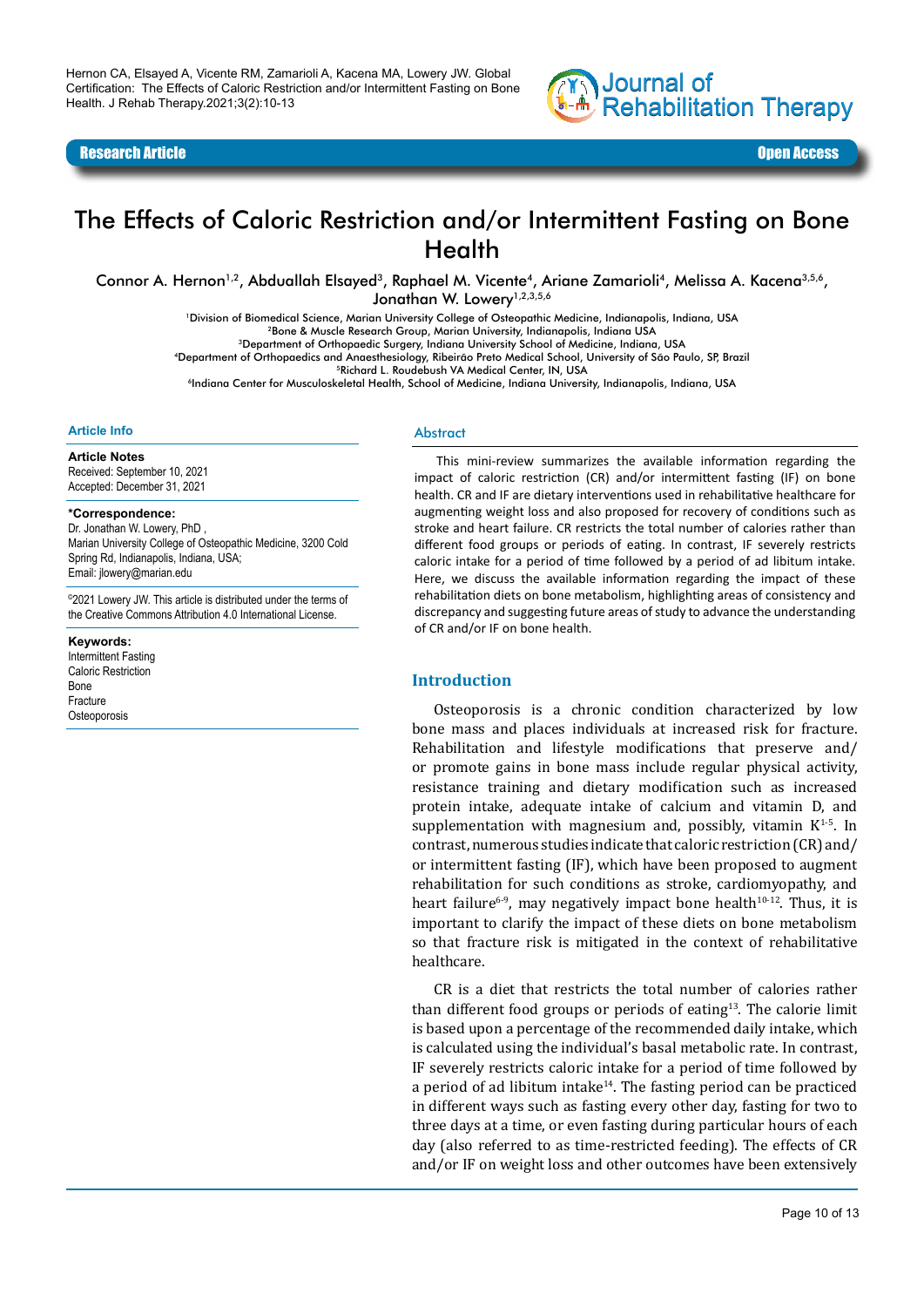Research Article

Open Access

# The Effects of Caloric Restriction and/or Intermittent Fasting on Bone Health

Connor A. Hernon[1,2], Abduallah Elsayed[3], Raphael M. Vicente[4], Ariane Zamarioli[4], Melissa A. Kacena[3,5,6], Jonathan W. Lowery[1,2,3,5,6]

[1]Division of Biomedical Science, Marian University College of Osteopathic Medicine, Indianapolis, Indiana, USA
[2]Bone & Muscle Research Group, Marian University, Indianapolis, Indiana USA
[3]Department of Orthopaedic Surgery, Indiana University School of Medicine, Indiana, USA
[4]Department of Orthopaedics and Anaesthesiology, Ribeirão Preto Medical School, University of São Paulo, SP, Brazil
[5]Richard L. Roudebush VA Medical Center, IN, USA
[6]Indiana Center for Musculoskeletal Health, School of Medicine, Indiana University, Indianapolis, Indiana, USA

### Article Info

**Article Notes**
Received: September 10, 2021
Accepted: December 31, 2021

**\*Correspondence:**
Dr. Jonathan W. Lowery, PhD ,
Marian University College of Osteopathic Medicine, 3200 Cold Spring Rd, Indianapolis, Indiana, USA;
Email: jlowery@marian.edu

©2021 Lowery JW. This article is distributed under the terms of the Creative Commons Attribution 4.0 International License.

**Keywords:**
Intermittent Fasting
Caloric Restriction
Bone
Fracture
Osteoporosis

### Abstract

This mini-review summarizes the available information regarding the impact of caloric restriction (CR) and/or intermittent fasting (IF) on bone health. CR and IF are dietary interventions used in rehabilitative healthcare for augmenting weight loss and also proposed for recovery of conditions such as stroke and heart failure. CR restricts the total number of calories rather than different food groups or periods of eating. In contrast, IF severely restricts caloric intake for a period of time followed by a period of ad libitum intake. Here, we discuss the available information regarding the impact of these rehabilitation diets on bone metabolism, highlighting areas of consistency and discrepancy and suggesting future areas of study to advance the understanding of CR and/or IF on bone health.

## Introduction

Osteoporosis is a chronic condition characterized by low bone mass and places individuals at increased risk for fracture. Rehabilitation and lifestyle modifications that preserve and/or promote gains in bone mass include regular physical activity, resistance training and dietary modification such as increased protein intake, adequate intake of calcium and vitamin D, and supplementation with magnesium and, possibly, vitamin K[1-5]. In contrast, numerous studies indicate that caloric restriction (CR) and/or intermittent fasting (IF), which have been proposed to augment rehabilitation for such conditions as stroke, cardiomyopathy, and heart failure[6-9], may negatively impact bone health[10-12]. Thus, it is important to clarify the impact of these diets on bone metabolism so that fracture risk is mitigated in the context of rehabilitative healthcare.

CR is a diet that restricts the total number of calories rather than different food groups or periods of eating[13]. The calorie limit is based upon a percentage of the recommended daily intake, which is calculated using the individual's basal metabolic rate. In contrast, IF severely restricts caloric intake for a period of time followed by a period of ad libitum intake[14]. The fasting period can be practiced in different ways such as fasting every other day, fasting for two to three days at a time, or even fasting during particular hours of each day (also referred to as time-restricted feeding). The effects of CR and/or IF on weight loss and other outcomes have been extensively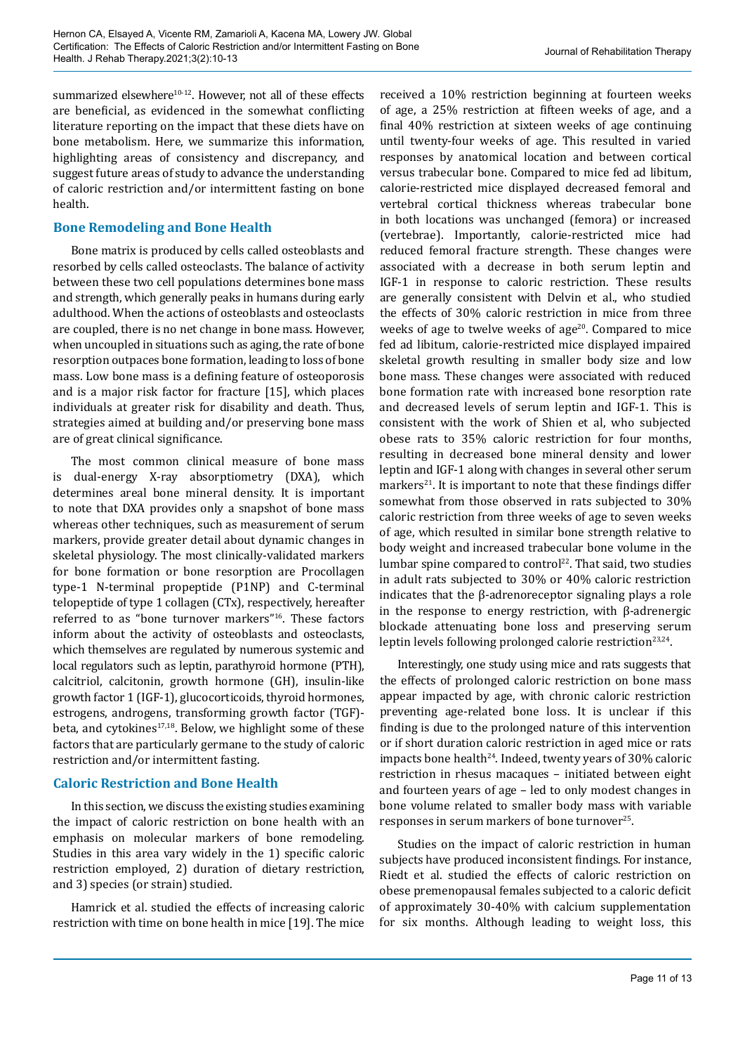summarized elsewhere[10-12]. However, not all of these effects are beneficial, as evidenced in the somewhat conflicting literature reporting on the impact that these diets have on bone metabolism. Here, we summarize this information, highlighting areas of consistency and discrepancy, and suggest future areas of study to advance the understanding of caloric restriction and/or intermittent fasting on bone health.

## Bone Remodeling and Bone Health

Bone matrix is produced by cells called osteoblasts and resorbed by cells called osteoclasts. The balance of activity between these two cell populations determines bone mass and strength, which generally peaks in humans during early adulthood. When the actions of osteoblasts and osteoclasts are coupled, there is no net change in bone mass. However, when uncoupled in situations such as aging, the rate of bone resorption outpaces bone formation, leading to loss of bone mass. Low bone mass is a defining feature of osteoporosis and is a major risk factor for fracture [15], which places individuals at greater risk for disability and death. Thus, strategies aimed at building and/or preserving bone mass are of great clinical significance.

The most common clinical measure of bone mass is dual-energy X-ray absorptiometry (DXA), which determines areal bone mineral density. It is important to note that DXA provides only a snapshot of bone mass whereas other techniques, such as measurement of serum markers, provide greater detail about dynamic changes in skeletal physiology. The most clinically-validated markers for bone formation or bone resorption are Procollagen type-1 N-terminal propeptide (P1NP) and C-terminal telopeptide of type 1 collagen (CTx), respectively, hereafter referred to as "bone turnover markers"[16]. These factors inform about the activity of osteoblasts and osteoclasts, which themselves are regulated by numerous systemic and local regulators such as leptin, parathyroid hormone (PTH), calcitriol, calcitonin, growth hormone (GH), insulin-like growth factor 1 (IGF-1), glucocorticoids, thyroid hormones, estrogens, androgens, transforming growth factor (TGF)-beta, and cytokines[17,18]. Below, we highlight some of these factors that are particularly germane to the study of caloric restriction and/or intermittent fasting.

## Caloric Restriction and Bone Health

In this section, we discuss the existing studies examining the impact of caloric restriction on bone health with an emphasis on molecular markers of bone remodeling. Studies in this area vary widely in the 1) specific caloric restriction employed, 2) duration of dietary restriction, and 3) species (or strain) studied.

Hamrick et al. studied the effects of increasing caloric restriction with time on bone health in mice [19]. The mice received a 10% restriction beginning at fourteen weeks of age, a 25% restriction at fifteen weeks of age, and a final 40% restriction at sixteen weeks of age continuing until twenty-four weeks of age. This resulted in varied responses by anatomical location and between cortical versus trabecular bone. Compared to mice fed ad libitum, calorie-restricted mice displayed decreased femoral and vertebral cortical thickness whereas trabecular bone in both locations was unchanged (femora) or increased (vertebrae). Importantly, calorie-restricted mice had reduced femoral fracture strength. These changes were associated with a decrease in both serum leptin and IGF-1 in response to caloric restriction. These results are generally consistent with Delvin et al., who studied the effects of 30% caloric restriction in mice from three weeks of age to twelve weeks of age[20]. Compared to mice fed ad libitum, calorie-restricted mice displayed impaired skeletal growth resulting in smaller body size and low bone mass. These changes were associated with reduced bone formation rate with increased bone resorption rate and decreased levels of serum leptin and IGF-1. This is consistent with the work of Shien et al, who subjected obese rats to 35% caloric restriction for four months, resulting in decreased bone mineral density and lower leptin and IGF-1 along with changes in several other serum markers[21]. It is important to note that these findings differ somewhat from those observed in rats subjected to 30% caloric restriction from three weeks of age to seven weeks of age, which resulted in similar bone strength relative to body weight and increased trabecular bone volume in the lumbar spine compared to control[22]. That said, two studies in adult rats subjected to 30% or 40% caloric restriction indicates that the β-adrenoreceptor signaling plays a role in the response to energy restriction, with β-adrenergic blockade attenuating bone loss and preserving serum leptin levels following prolonged calorie restriction[23,24].

Interestingly, one study using mice and rats suggests that the effects of prolonged caloric restriction on bone mass appear impacted by age, with chronic caloric restriction preventing age-related bone loss. It is unclear if this finding is due to the prolonged nature of this intervention or if short duration caloric restriction in aged mice or rats impacts bone health[24]. Indeed, twenty years of 30% caloric restriction in rhesus macaques – initiated between eight and fourteen years of age – led to only modest changes in bone volume related to smaller body mass with variable responses in serum markers of bone turnover[25].

Studies on the impact of caloric restriction in human subjects have produced inconsistent findings. For instance, Riedt et al. studied the effects of caloric restriction on obese premenopausal females subjected to a caloric deficit of approximately 30-40% with calcium supplementation for six months. Although leading to weight loss, this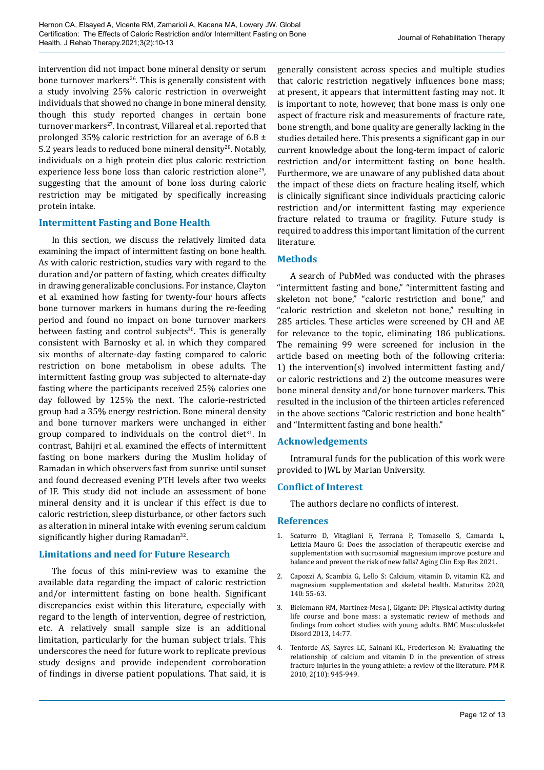intervention did not impact bone mineral density or serum bone turnover markers[26]. This is generally consistent with a study involving 25% caloric restriction in overweight individuals that showed no change in bone mineral density, though this study reported changes in certain bone turnover markers[27]. In contrast, Villareal et al. reported that prolonged 35% caloric restriction for an average of 6.8 ± 5.2 years leads to reduced bone mineral density[28]. Notably, individuals on a high protein diet plus caloric restriction experience less bone loss than caloric restriction alone[29], suggesting that the amount of bone loss during caloric restriction may be mitigated by specifically increasing protein intake.

## Intermittent Fasting and Bone Health

In this section, we discuss the relatively limited data examining the impact of intermittent fasting on bone health. As with caloric restriction, studies vary with regard to the duration and/or pattern of fasting, which creates difficulty in drawing generalizable conclusions. For instance, Clayton et al. examined how fasting for twenty-four hours affects bone turnover markers in humans during the re-feeding period and found no impact on bone turnover markers between fasting and control subjects[30]. This is generally consistent with Barnosky et al. in which they compared six months of alternate-day fasting compared to caloric restriction on bone metabolism in obese adults. The intermittent fasting group was subjected to alternate-day fasting where the participants received 25% calories one day followed by 125% the next. The calorie-restricted group had a 35% energy restriction. Bone mineral density and bone turnover markers were unchanged in either group compared to individuals on the control diet[31]. In contrast, Bahijri et al. examined the effects of intermittent fasting on bone markers during the Muslim holiday of Ramadan in which observers fast from sunrise until sunset and found decreased evening PTH levels after two weeks of IF. This study did not include an assessment of bone mineral density and it is unclear if this effect is due to caloric restriction, sleep disturbance, or other factors such as alteration in mineral intake with evening serum calcium significantly higher during Ramadan[32].

## Limitations and need for Future Research

The focus of this mini-review was to examine the available data regarding the impact of caloric restriction and/or intermittent fasting on bone health. Significant discrepancies exist within this literature, especially with regard to the length of intervention, degree of restriction, etc. A relatively small sample size is an additional limitation, particularly for the human subject trials. This underscores the need for future work to replicate previous study designs and provide independent corroboration of findings in diverse patient populations. That said, it is generally consistent across species and multiple studies that caloric restriction negatively influences bone mass; at present, it appears that intermittent fasting may not. It is important to note, however, that bone mass is only one aspect of fracture risk and measurements of fracture rate, bone strength, and bone quality are generally lacking in the studies detailed here. This presents a significant gap in our current knowledge about the long-term impact of caloric restriction and/or intermittent fasting on bone health. Furthermore, we are unaware of any published data about the impact of these diets on fracture healing itself, which is clinically significant since individuals practicing caloric restriction and/or intermittent fasting may experience fracture related to trauma or fragility. Future study is required to address this important limitation of the current literature.

## Methods

A search of PubMed was conducted with the phrases "intermittent fasting and bone," "intermittent fasting and skeleton not bone," "caloric restriction and bone," and "caloric restriction and skeleton not bone," resulting in 285 articles. These articles were screened by CH and AE for relevance to the topic, eliminating 186 publications. The remaining 99 were screened for inclusion in the article based on meeting both of the following criteria: 1) the intervention(s) involved intermittent fasting and/ or caloric restrictions and 2) the outcome measures were bone mineral density and/or bone turnover markers. This resulted in the inclusion of the thirteen articles referenced in the above sections "Caloric restriction and bone health" and "Intermittent fasting and bone health."

## Acknowledgements

Intramural funds for the publication of this work were provided to JWL by Marian University.

## Conflict of Interest

The authors declare no conflicts of interest.

## References

1. Scaturro D, Vitagliani F, Terrana P, Tomasello S, Camarda L, Letizia Mauro G: Does the association of therapeutic exercise and supplementation with sucrosomial magnesium improve posture and balance and prevent the risk of new falls? Aging Clin Exp Res 2021.
2. Capozzi A, Scambia G, Lello S: Calcium, vitamin D, vitamin K2, and magnesium supplementation and skeletal health. Maturitas 2020, 140: 55-63.
3. Bielemann RM, Martinez-Mesa J, Gigante DP: Physical activity during life course and bone mass: a systematic review of methods and findings from cohort studies with young adults. BMC Musculoskelet Disord 2013, 14:77.
4. Tenforde AS, Sayres LC, Sainani KL, Fredericson M: Evaluating the relationship of calcium and vitamin D in the prevention of stress fracture injuries in the young athlete: a review of the literature. PM R 2010, 2(10): 945-949.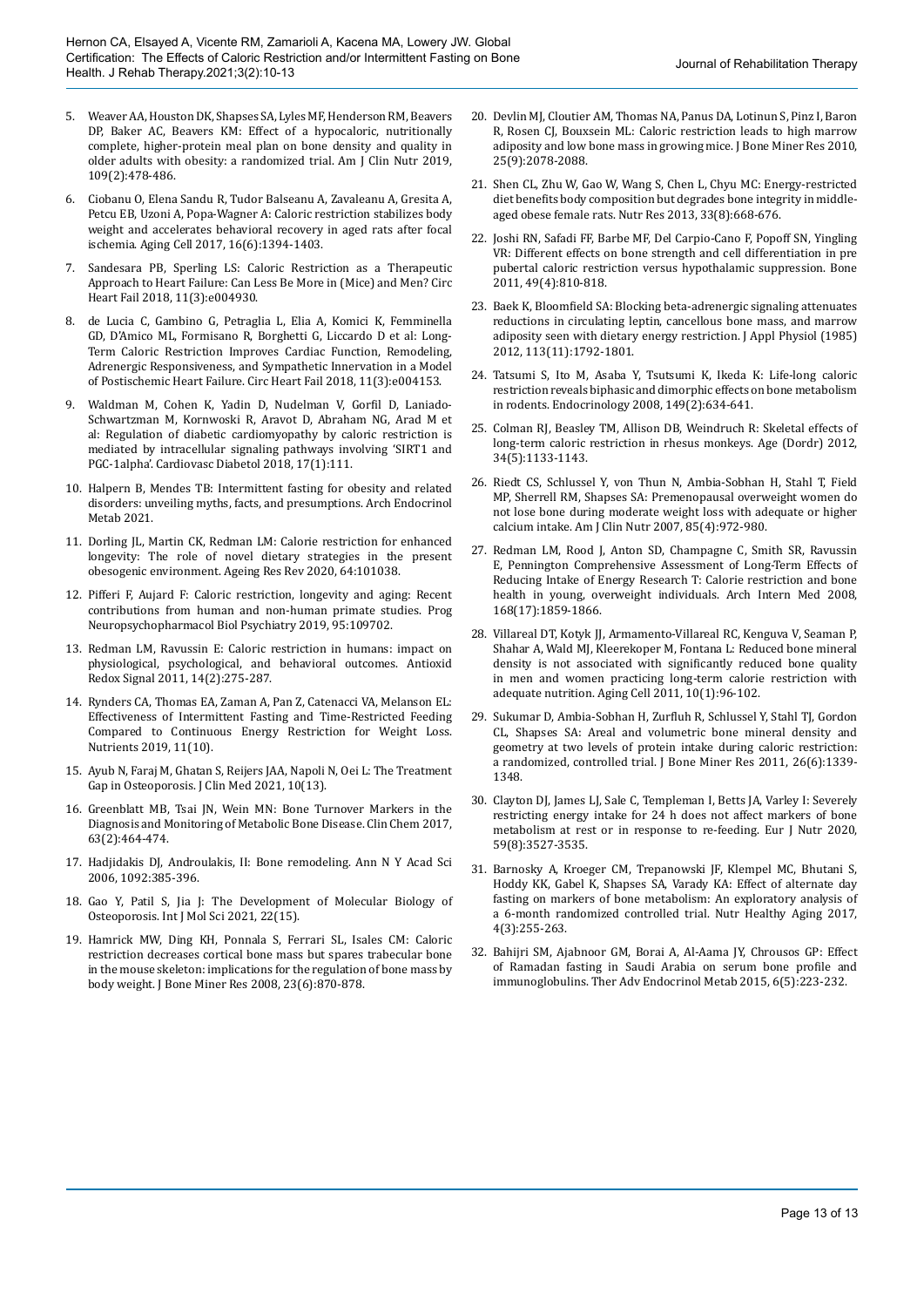5. Weaver AA, Houston DK, Shapses SA, Lyles MF, Henderson RM, Beavers DP, Baker AC, Beavers KM: Effect of a hypocaloric, nutritionally complete, higher-protein meal plan on bone density and quality in older adults with obesity: a randomized trial. Am J Clin Nutr 2019, 109(2):478-486.

6. Ciobanu O, Elena Sandu R, Tudor Balseanu A, Zavaleanu A, Gresita A, Petcu EB, Uzoni A, Popa-Wagner A: Caloric restriction stabilizes body weight and accelerates behavioral recovery in aged rats after focal ischemia. Aging Cell 2017, 16(6):1394-1403.

7. Sandesara PB, Sperling LS: Caloric Restriction as a Therapeutic Approach to Heart Failure: Can Less Be More in (Mice) and Men? Circ Heart Fail 2018, 11(3):e004930.

8. de Lucia C, Gambino G, Petraglia L, Elia A, Komici K, Femminella GD, D'Amico ML, Formisano R, Borghetti G, Liccardo D et al: Long-Term Caloric Restriction Improves Cardiac Function, Remodeling, Adrenergic Responsiveness, and Sympathetic Innervation in a Model of Postischemic Heart Failure. Circ Heart Fail 2018, 11(3):e004153.

9. Waldman M, Cohen K, Yadin D, Nudelman V, Gorfil D, Laniado-Schwartzman M, Kornwoski R, Aravot D, Abraham NG, Arad M et al: Regulation of diabetic cardiomyopathy by caloric restriction is mediated by intracellular signaling pathways involving 'SIRT1 and PGC-1alpha'. Cardiovasc Diabetol 2018, 17(1):111.

10. Halpern B, Mendes TB: Intermittent fasting for obesity and related disorders: unveiling myths, facts, and presumptions. Arch Endocrinol Metab 2021.

11. Dorling JL, Martin CK, Redman LM: Calorie restriction for enhanced longevity: The role of novel dietary strategies in the present obesogenic environment. Ageing Res Rev 2020, 64:101038.

12. Pifferi F, Aujard F: Caloric restriction, longevity and aging: Recent contributions from human and non-human primate studies. Prog Neuropsychopharmacol Biol Psychiatry 2019, 95:109702.

13. Redman LM, Ravussin E: Caloric restriction in humans: impact on physiological, psychological, and behavioral outcomes. Antioxid Redox Signal 2011, 14(2):275-287.

14. Rynders CA, Thomas EA, Zaman A, Pan Z, Catenacci VA, Melanson EL: Effectiveness of Intermittent Fasting and Time-Restricted Feeding Compared to Continuous Energy Restriction for Weight Loss. Nutrients 2019, 11(10).

15. Ayub N, Faraj M, Ghatan S, Reijers JAA, Napoli N, Oei L: The Treatment Gap in Osteoporosis. J Clin Med 2021, 10(13).

16. Greenblatt MB, Tsai JN, Wein MN: Bone Turnover Markers in the Diagnosis and Monitoring of Metabolic Bone Disease. Clin Chem 2017, 63(2):464-474.

17. Hadjidakis DJ, Androulakis, II: Bone remodeling. Ann N Y Acad Sci 2006, 1092:385-396.

18. Gao Y, Patil S, Jia J: The Development of Molecular Biology of Osteoporosis. Int J Mol Sci 2021, 22(15).

19. Hamrick MW, Ding KH, Ponnala S, Ferrari SL, Isales CM: Caloric restriction decreases cortical bone mass but spares trabecular bone in the mouse skeleton: implications for the regulation of bone mass by body weight. J Bone Miner Res 2008, 23(6):870-878.

20. Devlin MJ, Cloutier AM, Thomas NA, Panus DA, Lotinun S, Pinz I, Baron R, Rosen CJ, Bouxsein ML: Caloric restriction leads to high marrow adiposity and low bone mass in growing mice. J Bone Miner Res 2010, 25(9):2078-2088.

21. Shen CL, Zhu W, Gao W, Wang S, Chen L, Chyu MC: Energy-restricted diet benefits body composition but degrades bone integrity in middle-aged obese female rats. Nutr Res 2013, 33(8):668-676.

22. Joshi RN, Safadi FF, Barbe MF, Del Carpio-Cano F, Popoff SN, Yingling VR: Different effects on bone strength and cell differentiation in pre pubertal caloric restriction versus hypothalamic suppression. Bone 2011, 49(4):810-818.

23. Baek K, Bloomfield SA: Blocking beta-adrenergic signaling attenuates reductions in circulating leptin, cancellous bone mass, and marrow adiposity seen with dietary energy restriction. J Appl Physiol (1985) 2012, 113(11):1792-1801.

24. Tatsumi S, Ito M, Asaba Y, Tsutsumi K, Ikeda K: Life-long caloric restriction reveals biphasic and dimorphic effects on bone metabolism in rodents. Endocrinology 2008, 149(2):634-641.

25. Colman RJ, Beasley TM, Allison DB, Weindruch R: Skeletal effects of long-term caloric restriction in rhesus monkeys. Age (Dordr) 2012, 34(5):1133-1143.

26. Riedt CS, Schlussel Y, von Thun N, Ambia-Sobhan H, Stahl T, Field MP, Sherrell RM, Shapses SA: Premenopausal overweight women do not lose bone during moderate weight loss with adequate or higher calcium intake. Am J Clin Nutr 2007, 85(4):972-980.

27. Redman LM, Rood J, Anton SD, Champagne C, Smith SR, Ravussin E, Pennington Comprehensive Assessment of Long-Term Effects of Reducing Intake of Energy Research T: Calorie restriction and bone health in young, overweight individuals. Arch Intern Med 2008, 168(17):1859-1866.

28. Villareal DT, Kotyk JJ, Armamento-Villareal RC, Kenguva V, Seaman P, Shahar A, Wald MJ, Kleerekoper M, Fontana L: Reduced bone mineral density is not associated with significantly reduced bone quality in men and women practicing long-term calorie restriction with adequate nutrition. Aging Cell 2011, 10(1):96-102.

29. Sukumar D, Ambia-Sobhan H, Zurfluh R, Schlussel Y, Stahl TJ, Gordon CL, Shapses SA: Areal and volumetric bone mineral density and geometry at two levels of protein intake during caloric restriction: a randomized, controlled trial. J Bone Miner Res 2011, 26(6):1339-1348.

30. Clayton DJ, James LJ, Sale C, Templeman I, Betts JA, Varley I: Severely restricting energy intake for 24 h does not affect markers of bone metabolism at rest or in response to re-feeding. Eur J Nutr 2020, 59(8):3527-3535.

31. Barnosky A, Kroeger CM, Trepanowski JF, Klempel MC, Bhutani S, Hoddy KK, Gabel K, Shapses SA, Varady KA: Effect of alternate day fasting on markers of bone metabolism: An exploratory analysis of a 6-month randomized controlled trial. Nutr Healthy Aging 2017, 4(3):255-263.

32. Bahijri SM, Ajabnoor GM, Borai A, Al-Aama JY, Chrousos GP: Effect of Ramadan fasting in Saudi Arabia on serum bone profile and immunoglobulins. Ther Adv Endocrinol Metab 2015, 6(5):223-232.